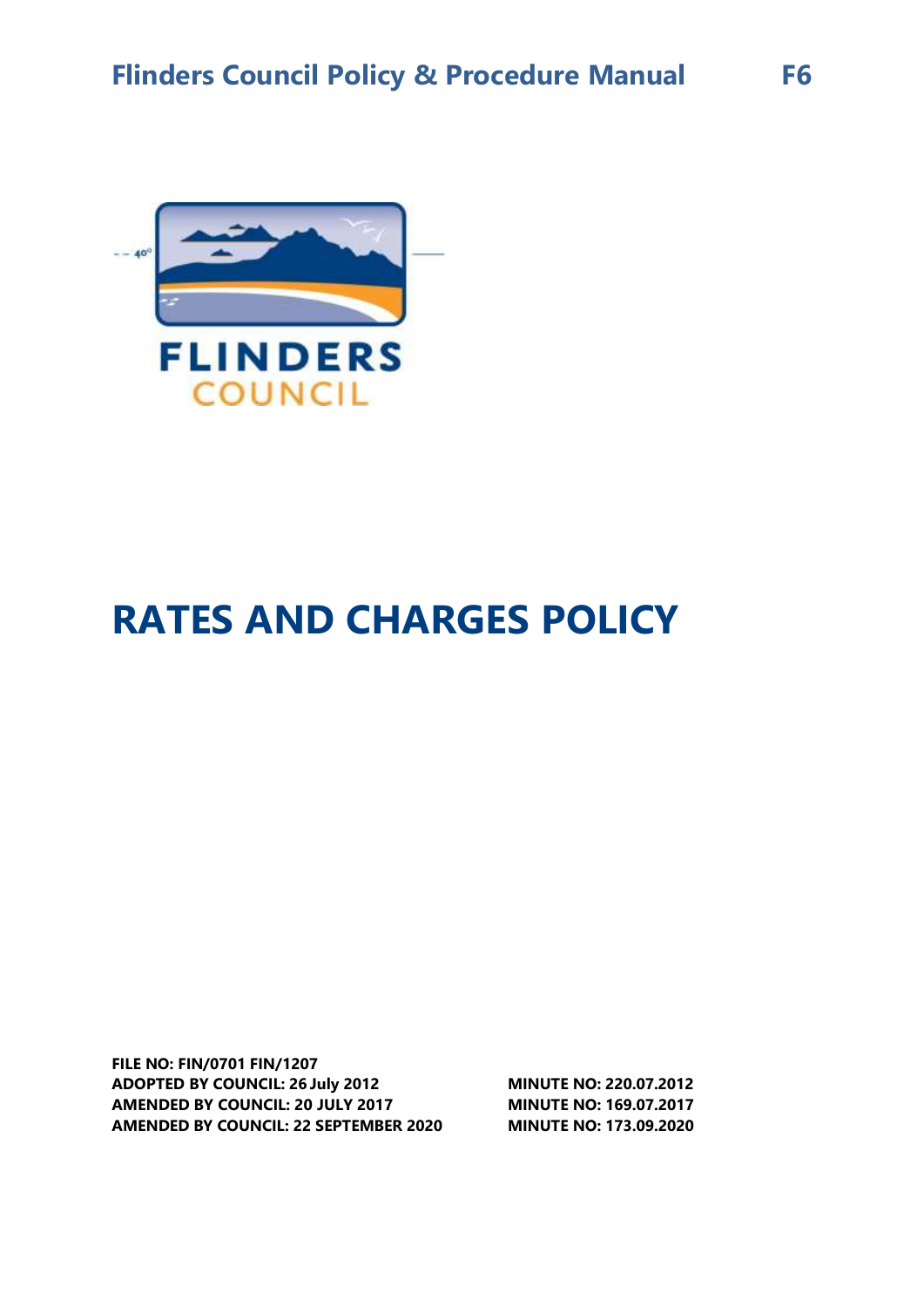# Flinders Council Policy & Procedure Manual F6

FLINDERS
COUNCIL

# RATES AND CHARGES POLICY

**FILE NO: FIN/0701 FIN/1207**
**ADOPTED BY COUNCIL: 26 July 2012** **MINUTE NO: 220.07.2012**
**AMENDED BY COUNCIL: 20 JULY 2017** **MINUTE NO: 169.07.2017**
**AMENDED BY COUNCIL: 22 SEPTEMBER 2020** **MINUTE NO: 173.09.2020**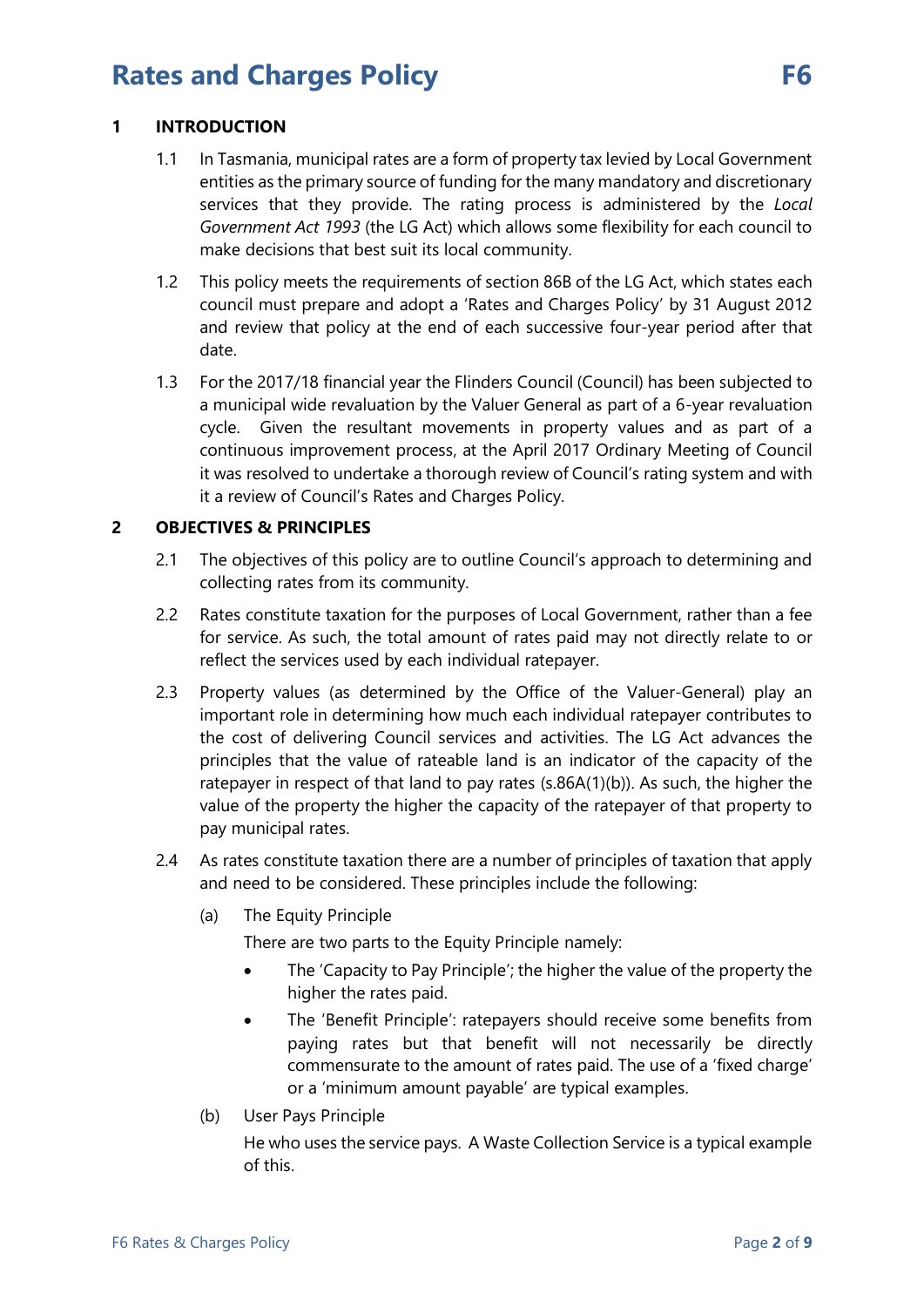# Rates and Charges Policy

## 1 INTRODUCTION

1.1 In Tasmania, municipal rates are a form of property tax levied by Local Government entities as the primary source of funding for the many mandatory and discretionary services that they provide. The rating process is administered by the *Local Government Act 1993* (the LG Act) which allows some flexibility for each council to make decisions that best suit its local community.

1.2 This policy meets the requirements of section 86B of the LG Act, which states each council must prepare and adopt a 'Rates and Charges Policy' by 31 August 2012 and review that policy at the end of each successive four-year period after that date.

1.3 For the 2017/18 financial year the Flinders Council (Council) has been subjected to a municipal wide revaluation by the Valuer General as part of a 6-year revaluation cycle. Given the resultant movements in property values and as part of a continuous improvement process, at the April 2017 Ordinary Meeting of Council it was resolved to undertake a thorough review of Council's rating system and with it a review of Council's Rates and Charges Policy.

## 2 OBJECTIVES & PRINCIPLES

2.1 The objectives of this policy are to outline Council's approach to determining and collecting rates from its community.

2.2 Rates constitute taxation for the purposes of Local Government, rather than a fee for service. As such, the total amount of rates paid may not directly relate to or reflect the services used by each individual ratepayer.

2.3 Property values (as determined by the Office of the Valuer-General) play an important role in determining how much each individual ratepayer contributes to the cost of delivering Council services and activities. The LG Act advances the principles that the value of rateable land is an indicator of the capacity of the ratepayer in respect of that land to pay rates (s.86A(1)(b)). As such, the higher the value of the property the higher the capacity of the ratepayer of that property to pay municipal rates.

2.4 As rates constitute taxation there are a number of principles of taxation that apply and need to be considered. These principles include the following:

(a) The Equity Principle

There are two parts to the Equity Principle namely:

- The 'Capacity to Pay Principle'; the higher the value of the property the higher the rates paid.
- The 'Benefit Principle': ratepayers should receive some benefits from paying rates but that benefit will not necessarily be directly commensurate to the amount of rates paid. The use of a 'fixed charge' or a 'minimum amount payable' are typical examples.

(b) User Pays Principle

He who uses the service pays. A Waste Collection Service is a typical example of this.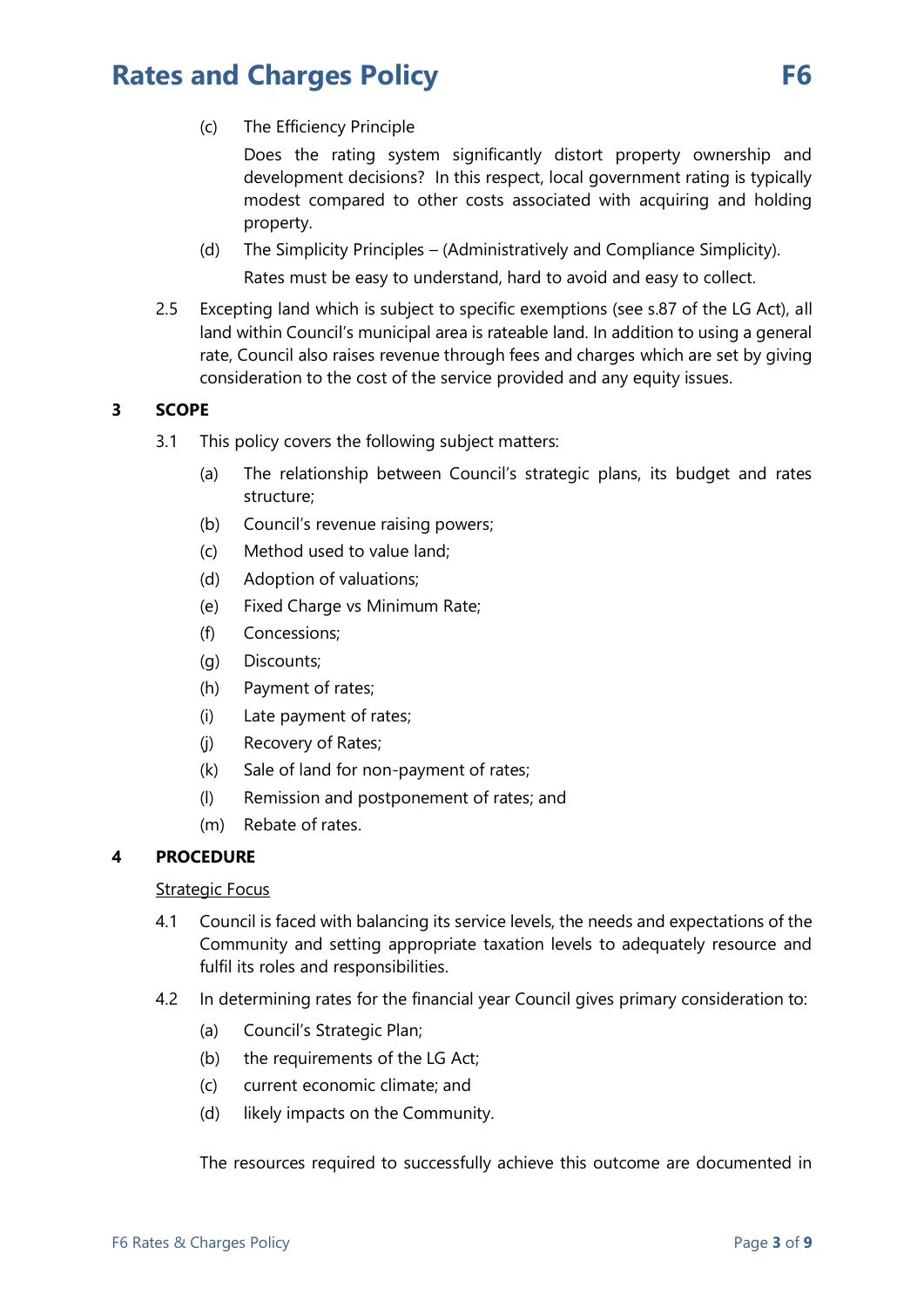(c) The Efficiency Principle

Does the rating system significantly distort property ownership and development decisions? In this respect, local government rating is typically modest compared to other costs associated with acquiring and holding property.

(d) The Simplicity Principles – (Administratively and Compliance Simplicity).

Rates must be easy to understand, hard to avoid and easy to collect.

2.5 Excepting land which is subject to specific exemptions (see s.87 of the LG Act), all land within Council's municipal area is rateable land. In addition to using a general rate, Council also raises revenue through fees and charges which are set by giving consideration to the cost of the service provided and any equity issues.

## 3 SCOPE

3.1 This policy covers the following subject matters:

(a) The relationship between Council's strategic plans, its budget and rates structure;

(b) Council's revenue raising powers;

(c) Method used to value land;

(d) Adoption of valuations;

(e) Fixed Charge vs Minimum Rate;

(f) Concessions;

(g) Discounts;

(h) Payment of rates;

(i) Late payment of rates;

(j) Recovery of Rates;

(k) Sale of land for non-payment of rates;

(l) Remission and postponement of rates; and

(m) Rebate of rates.

## 4 PROCEDURE

Strategic Focus

4.1 Council is faced with balancing its service levels, the needs and expectations of the Community and setting appropriate taxation levels to adequately resource and fulfil its roles and responsibilities.

4.2 In determining rates for the financial year Council gives primary consideration to:

(a) Council's Strategic Plan;

(b) the requirements of the LG Act;

(c) current economic climate; and

(d) likely impacts on the Community.

The resources required to successfully achieve this outcome are documented in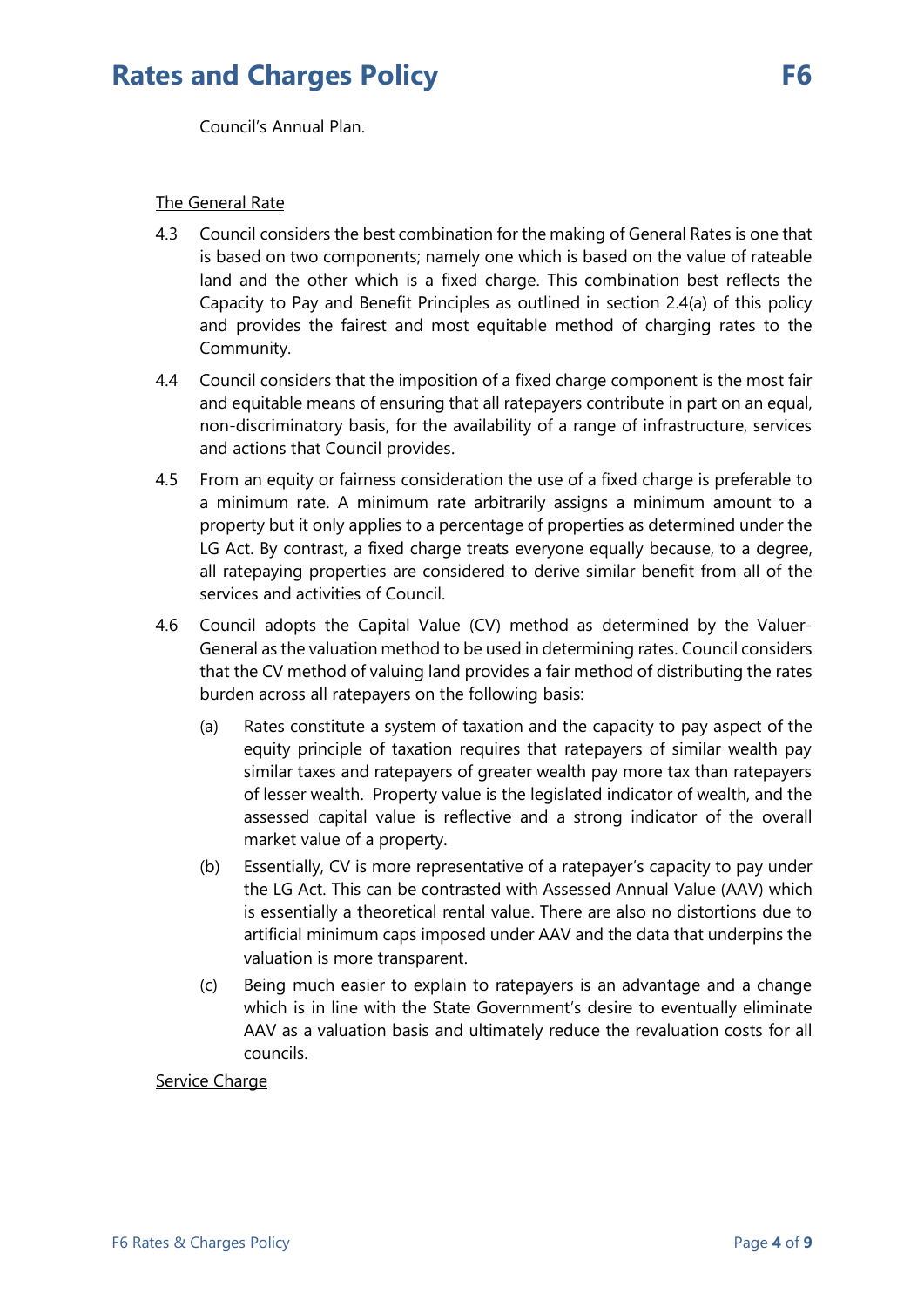Council's Annual Plan.

<u>The General Rate</u>

4.3 Council considers the best combination for the making of General Rates is one that is based on two components; namely one which is based on the value of rateable land and the other which is a fixed charge. This combination best reflects the Capacity to Pay and Benefit Principles as outlined in section 2.4(a) of this policy and provides the fairest and most equitable method of charging rates to the Community.

4.4 Council considers that the imposition of a fixed charge component is the most fair and equitable means of ensuring that all ratepayers contribute in part on an equal, non-discriminatory basis, for the availability of a range of infrastructure, services and actions that Council provides.

4.5 From an equity or fairness consideration the use of a fixed charge is preferable to a minimum rate. A minimum rate arbitrarily assigns a minimum amount to a property but it only applies to a percentage of properties as determined under the LG Act. By contrast, a fixed charge treats everyone equally because, to a degree, all ratepaying properties are considered to derive similar benefit from <u>all</u> of the services and activities of Council.

4.6 Council adopts the Capital Value (CV) method as determined by the Valuer-General as the valuation method to be used in determining rates. Council considers that the CV method of valuing land provides a fair method of distributing the rates burden across all ratepayers on the following basis:

(a) Rates constitute a system of taxation and the capacity to pay aspect of the equity principle of taxation requires that ratepayers of similar wealth pay similar taxes and ratepayers of greater wealth pay more tax than ratepayers of lesser wealth. Property value is the legislated indicator of wealth, and the assessed capital value is reflective and a strong indicator of the overall market value of a property.

(b) Essentially, CV is more representative of a ratepayer's capacity to pay under the LG Act. This can be contrasted with Assessed Annual Value (AAV) which is essentially a theoretical rental value. There are also no distortions due to artificial minimum caps imposed under AAV and the data that underpins the valuation is more transparent.

(c) Being much easier to explain to ratepayers is an advantage and a change which is in line with the State Government's desire to eventually eliminate AAV as a valuation basis and ultimately reduce the revaluation costs for all councils.

<u>Service Charge</u>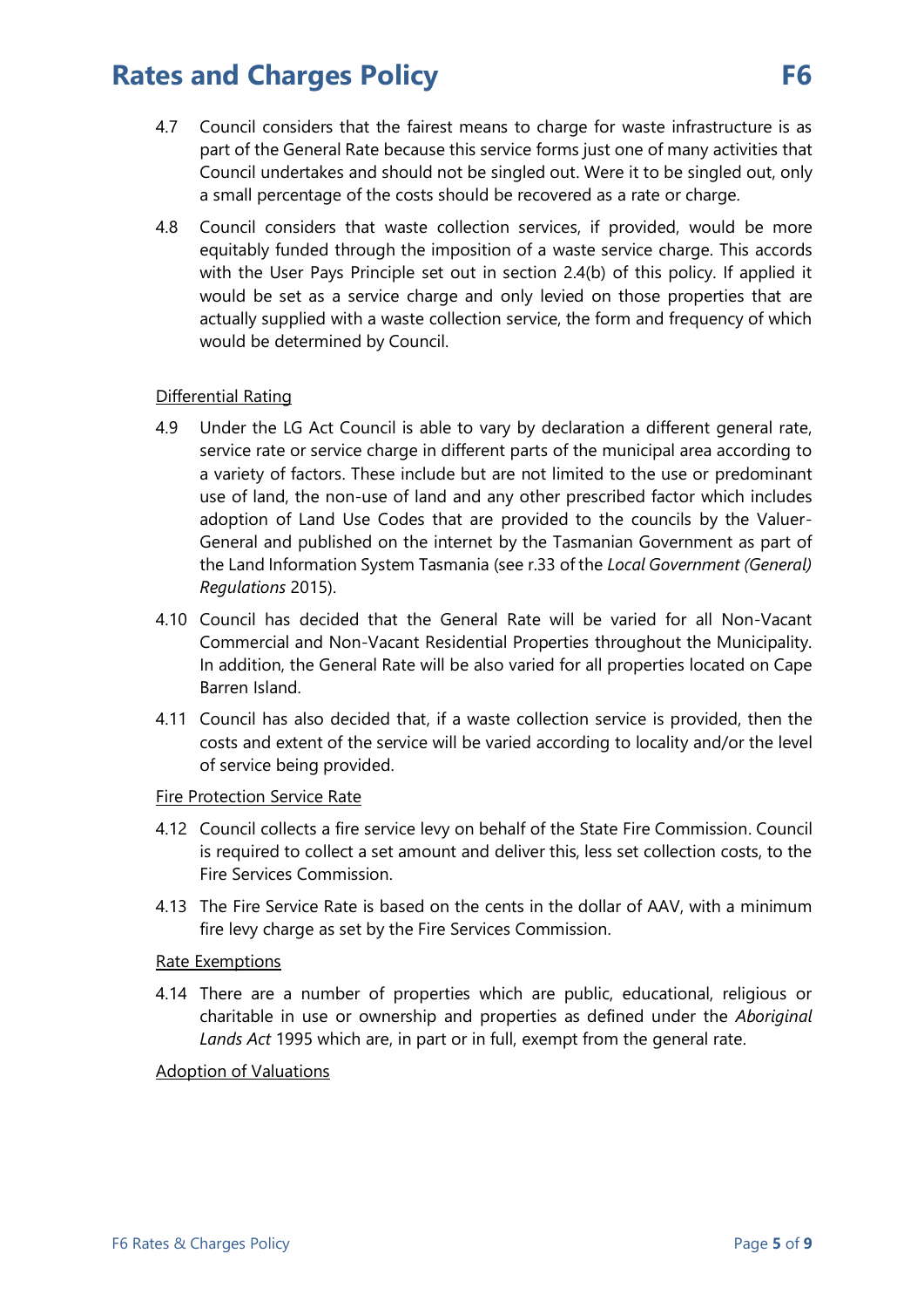4.7 Council considers that the fairest means to charge for waste infrastructure is as part of the General Rate because this service forms just one of many activities that Council undertakes and should not be singled out. Were it to be singled out, only a small percentage of the costs should be recovered as a rate or charge.

4.8 Council considers that waste collection services, if provided, would be more equitably funded through the imposition of a waste service charge. This accords with the User Pays Principle set out in section 2.4(b) of this policy. If applied it would be set as a service charge and only levied on those properties that are actually supplied with a waste collection service, the form and frequency of which would be determined by Council.

Differential Rating

4.9 Under the LG Act Council is able to vary by declaration a different general rate, service rate or service charge in different parts of the municipal area according to a variety of factors. These include but are not limited to the use or predominant use of land, the non-use of land and any other prescribed factor which includes adoption of Land Use Codes that are provided to the councils by the Valuer-General and published on the internet by the Tasmanian Government as part of the Land Information System Tasmania (see r.33 of the *Local Government (General) Regulations* 2015).

4.10 Council has decided that the General Rate will be varied for all Non-Vacant Commercial and Non-Vacant Residential Properties throughout the Municipality. In addition, the General Rate will be also varied for all properties located on Cape Barren Island.

4.11 Council has also decided that, if a waste collection service is provided, then the costs and extent of the service will be varied according to locality and/or the level of service being provided.

Fire Protection Service Rate

4.12 Council collects a fire service levy on behalf of the State Fire Commission. Council is required to collect a set amount and deliver this, less set collection costs, to the Fire Services Commission.

4.13 The Fire Service Rate is based on the cents in the dollar of AAV, with a minimum fire levy charge as set by the Fire Services Commission.

Rate Exemptions

4.14 There are a number of properties which are public, educational, religious or charitable in use or ownership and properties as defined under the *Aboriginal Lands Act* 1995 which are, in part or in full, exempt from the general rate.

Adoption of Valuations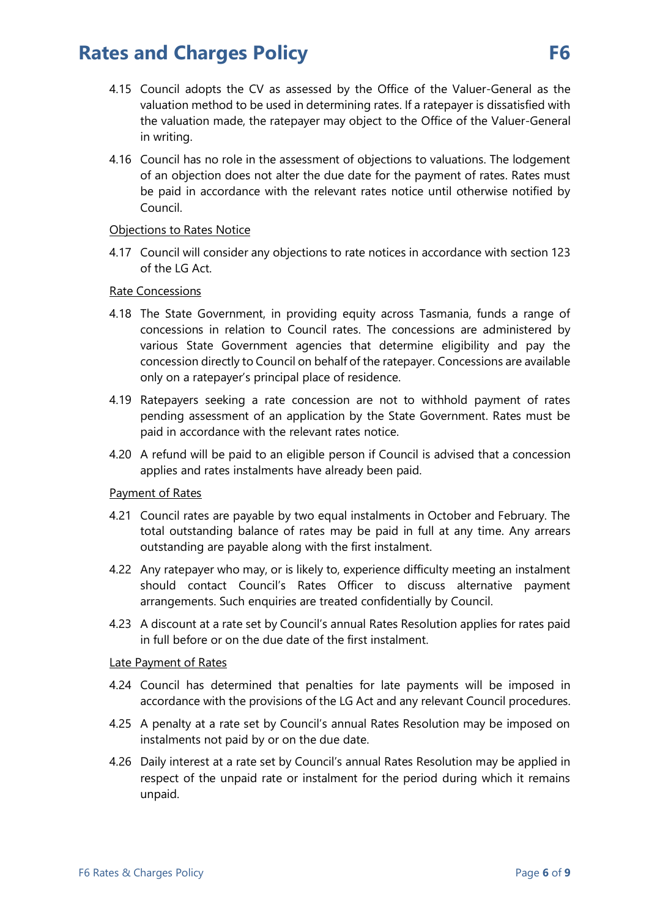4.15 Council adopts the CV as assessed by the Office of the Valuer-General as the valuation method to be used in determining rates. If a ratepayer is dissatisfied with the valuation made, the ratepayer may object to the Office of the Valuer-General in writing.

4.16 Council has no role in the assessment of objections to valuations. The lodgement of an objection does not alter the due date for the payment of rates. Rates must be paid in accordance with the relevant rates notice until otherwise notified by Council.

Objections to Rates Notice

4.17 Council will consider any objections to rate notices in accordance with section 123 of the LG Act.

Rate Concessions

4.18 The State Government, in providing equity across Tasmania, funds a range of concessions in relation to Council rates. The concessions are administered by various State Government agencies that determine eligibility and pay the concession directly to Council on behalf of the ratepayer. Concessions are available only on a ratepayer's principal place of residence.

4.19 Ratepayers seeking a rate concession are not to withhold payment of rates pending assessment of an application by the State Government. Rates must be paid in accordance with the relevant rates notice.

4.20 A refund will be paid to an eligible person if Council is advised that a concession applies and rates instalments have already been paid.

Payment of Rates

4.21 Council rates are payable by two equal instalments in October and February. The total outstanding balance of rates may be paid in full at any time. Any arrears outstanding are payable along with the first instalment.

4.22 Any ratepayer who may, or is likely to, experience difficulty meeting an instalment should contact Council's Rates Officer to discuss alternative payment arrangements. Such enquiries are treated confidentially by Council.

4.23 A discount at a rate set by Council's annual Rates Resolution applies for rates paid in full before or on the due date of the first instalment.

Late Payment of Rates

4.24 Council has determined that penalties for late payments will be imposed in accordance with the provisions of the LG Act and any relevant Council procedures.

4.25 A penalty at a rate set by Council's annual Rates Resolution may be imposed on instalments not paid by or on the due date.

4.26 Daily interest at a rate set by Council's annual Rates Resolution may be applied in respect of the unpaid rate or instalment for the period during which it remains unpaid.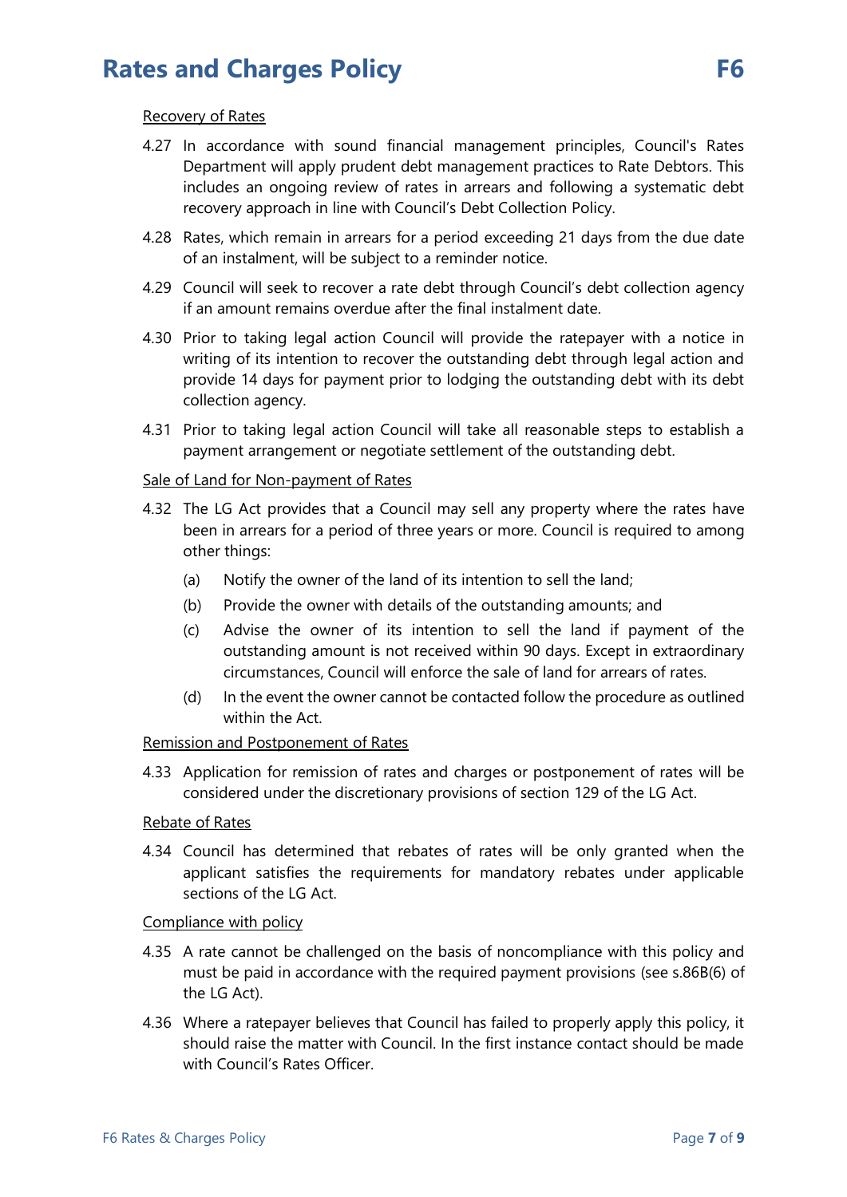Recovery of Rates

4.27 In accordance with sound financial management principles, Council's Rates Department will apply prudent debt management practices to Rate Debtors. This includes an ongoing review of rates in arrears and following a systematic debt recovery approach in line with Council's Debt Collection Policy.

4.28 Rates, which remain in arrears for a period exceeding 21 days from the due date of an instalment, will be subject to a reminder notice.

4.29 Council will seek to recover a rate debt through Council's debt collection agency if an amount remains overdue after the final instalment date.

4.30 Prior to taking legal action Council will provide the ratepayer with a notice in writing of its intention to recover the outstanding debt through legal action and provide 14 days for payment prior to lodging the outstanding debt with its debt collection agency.

4.31 Prior to taking legal action Council will take all reasonable steps to establish a payment arrangement or negotiate settlement of the outstanding debt.

Sale of Land for Non-payment of Rates

4.32 The LG Act provides that a Council may sell any property where the rates have been in arrears for a period of three years or more. Council is required to among other things:

(a) Notify the owner of the land of its intention to sell the land;

(b) Provide the owner with details of the outstanding amounts; and

(c) Advise the owner of its intention to sell the land if payment of the outstanding amount is not received within 90 days. Except in extraordinary circumstances, Council will enforce the sale of land for arrears of rates.

(d) In the event the owner cannot be contacted follow the procedure as outlined within the Act.

Remission and Postponement of Rates

4.33 Application for remission of rates and charges or postponement of rates will be considered under the discretionary provisions of section 129 of the LG Act.

Rebate of Rates

4.34 Council has determined that rebates of rates will be only granted when the applicant satisfies the requirements for mandatory rebates under applicable sections of the LG Act.

Compliance with policy

4.35 A rate cannot be challenged on the basis of noncompliance with this policy and must be paid in accordance with the required payment provisions (see s.86B(6) of the LG Act).

4.36 Where a ratepayer believes that Council has failed to properly apply this policy, it should raise the matter with Council. In the first instance contact should be made with Council's Rates Officer.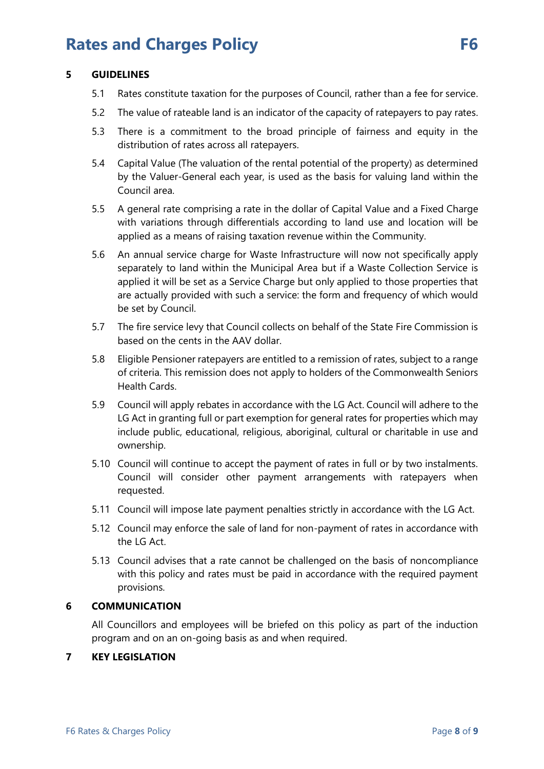## 5 GUIDELINES

5.1 Rates constitute taxation for the purposes of Council, rather than a fee for service.

5.2 The value of rateable land is an indicator of the capacity of ratepayers to pay rates.

5.3 There is a commitment to the broad principle of fairness and equity in the distribution of rates across all ratepayers.

5.4 Capital Value (The valuation of the rental potential of the property) as determined by the Valuer-General each year, is used as the basis for valuing land within the Council area.

5.5 A general rate comprising a rate in the dollar of Capital Value and a Fixed Charge with variations through differentials according to land use and location will be applied as a means of raising taxation revenue within the Community.

5.6 An annual service charge for Waste Infrastructure will now not specifically apply separately to land within the Municipal Area but if a Waste Collection Service is applied it will be set as a Service Charge but only applied to those properties that are actually provided with such a service: the form and frequency of which would be set by Council.

5.7 The fire service levy that Council collects on behalf of the State Fire Commission is based on the cents in the AAV dollar.

5.8 Eligible Pensioner ratepayers are entitled to a remission of rates, subject to a range of criteria. This remission does not apply to holders of the Commonwealth Seniors Health Cards.

5.9 Council will apply rebates in accordance with the LG Act. Council will adhere to the LG Act in granting full or part exemption for general rates for properties which may include public, educational, religious, aboriginal, cultural or charitable in use and ownership.

5.10 Council will continue to accept the payment of rates in full or by two instalments. Council will consider other payment arrangements with ratepayers when requested.

5.11 Council will impose late payment penalties strictly in accordance with the LG Act.

5.12 Council may enforce the sale of land for non-payment of rates in accordance with the LG Act.

5.13 Council advises that a rate cannot be challenged on the basis of noncompliance with this policy and rates must be paid in accordance with the required payment provisions.

## 6 COMMUNICATION

All Councillors and employees will be briefed on this policy as part of the induction program and on an on-going basis as and when required.

## 7 KEY LEGISLATION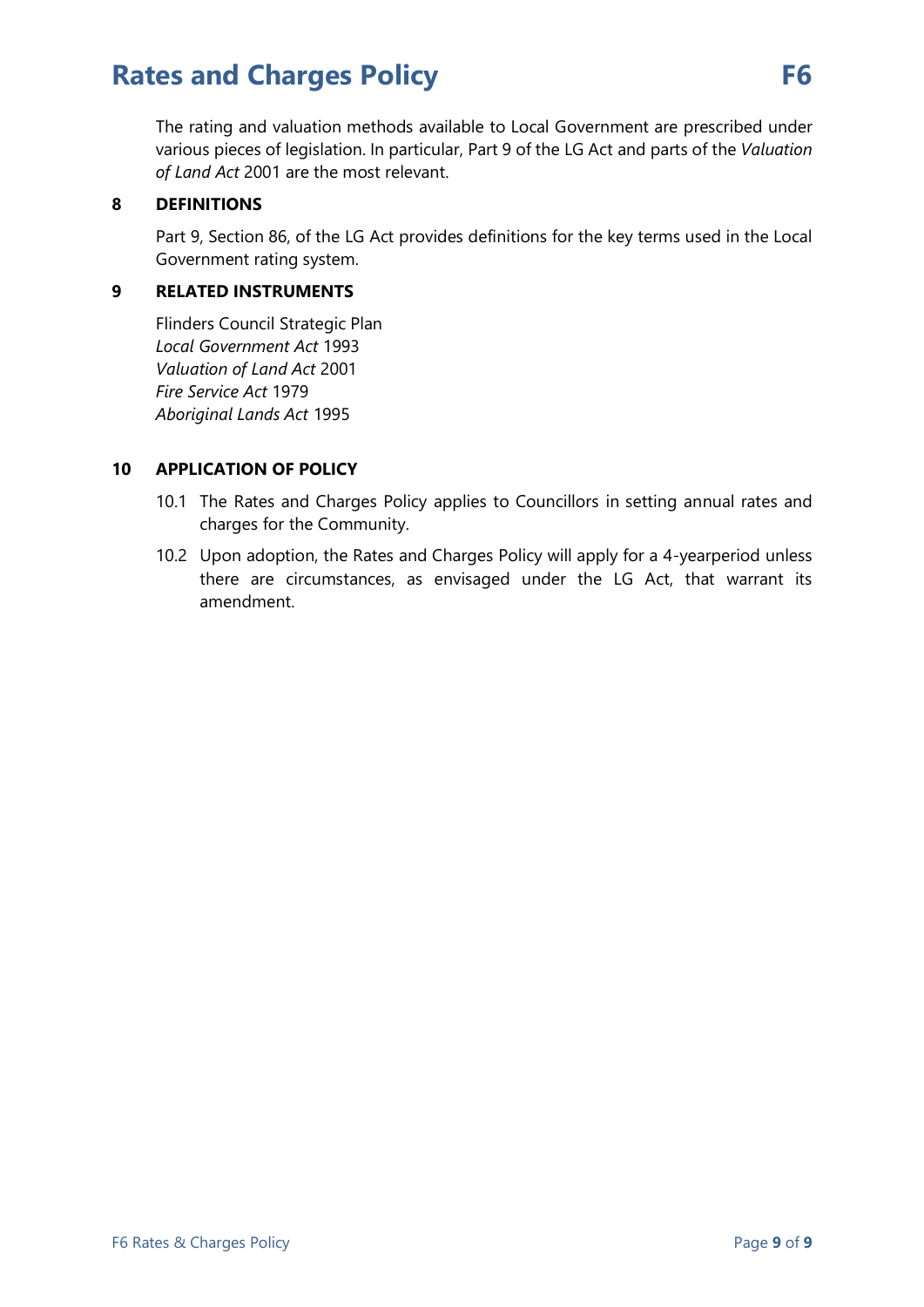The rating and valuation methods available to Local Government are prescribed under various pieces of legislation. In particular, Part 9 of the LG Act and parts of the *Valuation of Land Act* 2001 are the most relevant.

## 8 DEFINITIONS

Part 9, Section 86, of the LG Act provides definitions for the key terms used in the Local Government rating system.

## 9 RELATED INSTRUMENTS

Flinders Council Strategic Plan  
*Local Government Act* 1993  
*Valuation of Land Act* 2001  
*Fire Service Act* 1979  
*Aboriginal Lands Act* 1995

## 10 APPLICATION OF POLICY

10.1 The Rates and Charges Policy applies to Councillors in setting annual rates and charges for the Community.

10.2 Upon adoption, the Rates and Charges Policy will apply for a 4-yearperiod unless there are circumstances, as envisaged under the LG Act, that warrant its amendment.